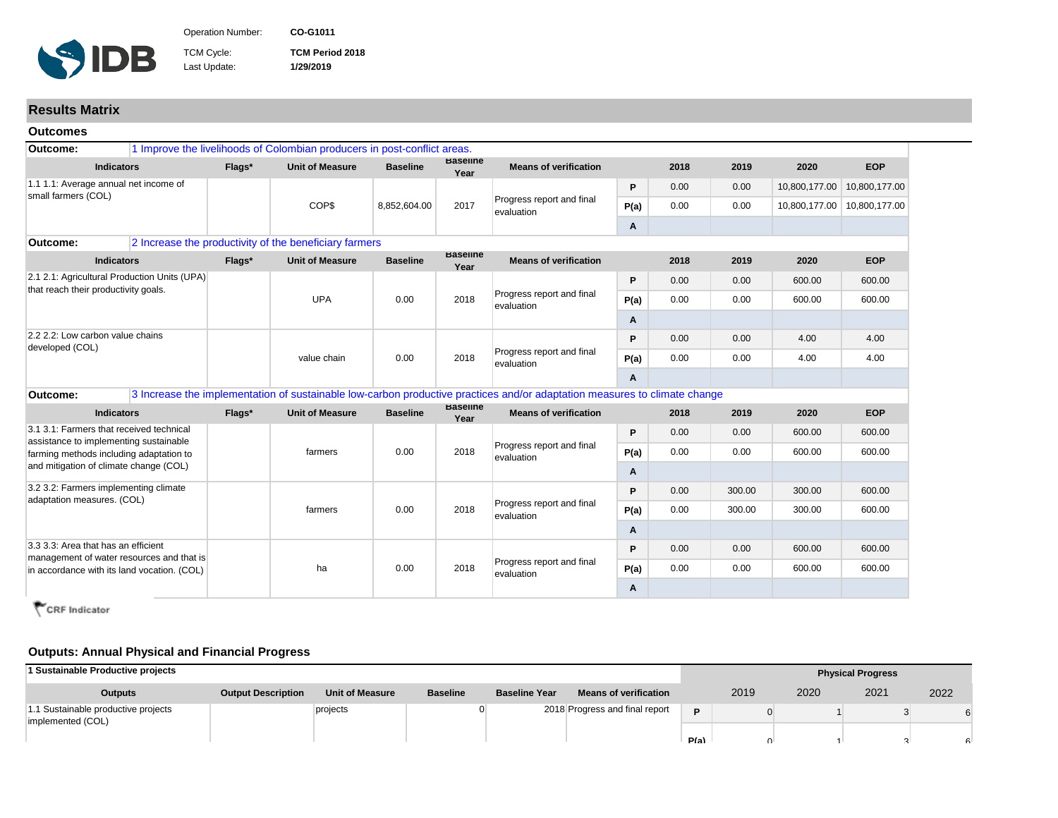Operation Number: **CO-G1011**

TCM Cycle: **TCM Period 2018**

Last Update: **1/29/2019**

## Results Matrix

### Outcomes

**Outcome:** 1 Improve the livelihoods of Colombian producers in post-conflict areas.

| Indicators | Flags* | Unit of Measure | Baseline | Baseline Year | Means of verification | | 2018 | 2019 | 2020 | EOP |
|---|---|---|---|---|---|---|---|---|---|---|
| 1.1 1.1: Average annual net income of small farmers (COL) | | COP$ | 8,852,604.00 | 2017 | Progress report and final evaluation | P | 0.00 | 0.00 | 10,800,177.00 | 10,800,177.00 |
| | | | | | | P(a) | 0.00 | 0.00 | 10,800,177.00 | 10,800,177.00 |
| | | | | | | A | | | | |

**Outcome:** 2 Increase the productivity of the beneficiary farmers

| Indicators | Flags* | Unit of Measure | Baseline | Baseline Year | Means of verification | | 2018 | 2019 | 2020 | EOP |
|---|---|---|---|---|---|---|---|---|---|---|
| 2.1 2.1: Agricultural Production Units (UPA) that reach their productivity goals. | | UPA | 0.00 | 2018 | Progress report and final evaluation | P | 0.00 | 0.00 | 600.00 | 600.00 |
| | | | | | | P(a) | 0.00 | 0.00 | 600.00 | 600.00 |
| | | | | | | A | | | | |
| 2.2 2.2: Low carbon value chains developed (COL) | | value chain | 0.00 | 2018 | Progress report and final evaluation | P | 0.00 | 0.00 | 4.00 | 4.00 |
| | | | | | | P(a) | 0.00 | 0.00 | 4.00 | 4.00 |
| | | | | | | A | | | | |

**Outcome:** 3 Increase the implementation of sustainable low-carbon productive practices and/or adaptation measures to climate change

| Indicators | Flags* | Unit of Measure | Baseline | Baseline Year | Means of verification | | 2018 | 2019 | 2020 | EOP |
|---|---|---|---|---|---|---|---|---|---|---|
| 3.1 3.1: Farmers that received technical assistance to implementing sustainable farming methods including adaptation to and mitigation of climate change (COL) | | farmers | 0.00 | 2018 | Progress report and final evaluation | P | 0.00 | 0.00 | 600.00 | 600.00 |
| | | | | | | P(a) | 0.00 | 0.00 | 600.00 | 600.00 |
| | | | | | | A | | | | |
| 3.2 3.2: Farmers implementing climate adaptation measures. (COL) | | farmers | 0.00 | 2018 | Progress report and final evaluation | P | 0.00 | 300.00 | 300.00 | 600.00 |
| | | | | | | P(a) | 0.00 | 300.00 | 300.00 | 600.00 |
| | | | | | | A | | | | |
| 3.3 3.3: Area that has an efficient management of water resources and that is in accordance with its land vocation. (COL) | | ha | 0.00 | 2018 | Progress report and final evaluation | P | 0.00 | 0.00 | 600.00 | 600.00 |
| | | | | | | P(a) | 0.00 | 0.00 | 600.00 | 600.00 |
| | | | | | | A | | | | |

CRF Indicator

### Outputs: Annual Physical and Financial Progress

**1 Sustainable Productive projects**

| Outputs | Output Description | Unit of Measure | Baseline | Baseline Year | Means of verification | | Physical Progress 2019 | 2020 | 2021 | 2022 |
|---|---|---|---|---|---|---|---|---|---|---|
| 1.1 Sustainable productive projects implemented (COL) | | projects | 0 | 2018 | Progress and final report | P | 0 | 1 | 3 | 6 |
| | | | | | | P(a) | 0 | 1 | 3 | 6 |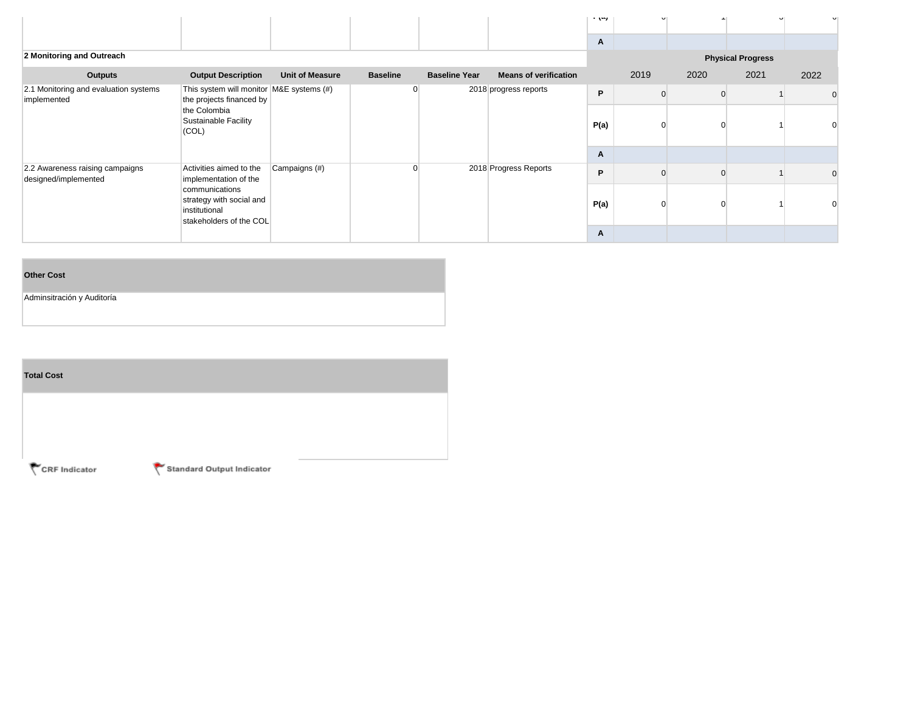| | | | | | | | | | | |
|---|---|---|---|---|---|---|---|---|---|---|
| | | | | | | P(a) | 0 | 1 | 3 | 0 |
| | | | | | | A | | | | |

**2 Monitoring and Outreach**

| Outputs | Output Description | Unit of Measure | Baseline | Baseline Year | Means of verification | | Physical Progress | | | |
|---|---|---|---|---|---|---|---|---|---|---|
| | | | | | | | 2019 | 2020 | 2021 | 2022 |
| 2.1 Monitoring and evaluation systems implemented | This system will monitor the projects financed by the Colombia Sustainable Facility (COL) | M&E systems (#) | 0 | 2018 | progress reports | P | 0 | 0 | 1 | 0 |
| | | | | | | P(a) | 0 | 0 | 1 | 0 |
| | | | | | | A | | | | |
| 2.2 Awareness raising campaigns designed/implemented | Activities aimed to the implementation of the communications strategy with social and institutional stakeholders of the COL | Campaigns (#) | 0 | 2018 | Progress Reports | P | 0 | 0 | 1 | 0 |
| | | | | | | P(a) | 0 | 0 | 1 | 0 |
| | | | | | | A | | | | |

| Other Cost |
|---|
| Adminsitración y Auditoría |

| Total Cost |
|---|
| |

CRF Indicator

Standard Output Indicator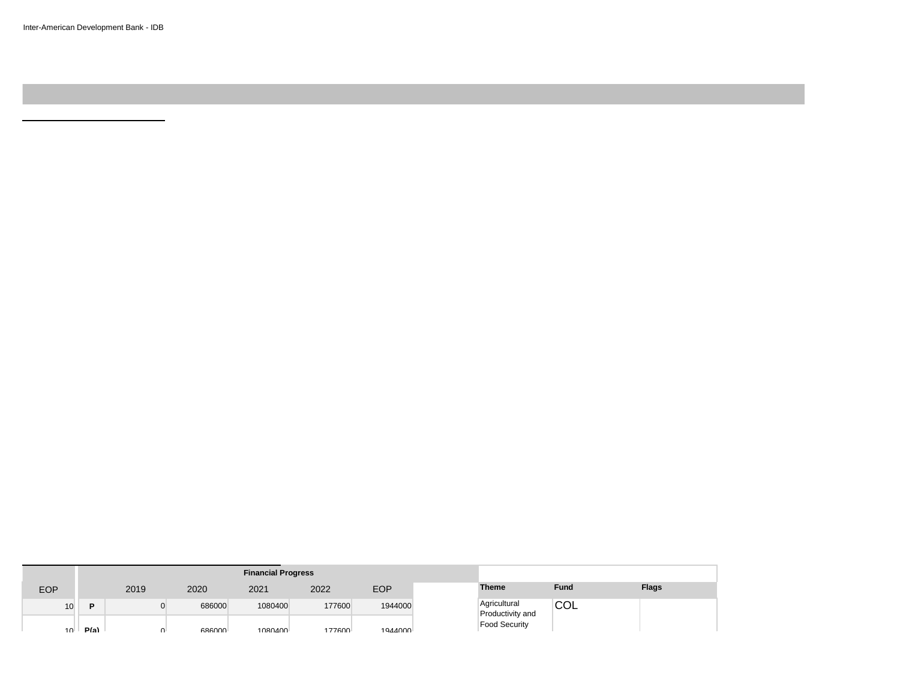| EOP | | 2019 | 2020 | 2021 | 2022 | EOP |
|---|---|---|---|---|---|---|
| | | **Financial Progress** | | | | |
| 10 | **P** | 0 | 686000 | 1080400 | 177600 | 1944000 |
| 10 | **P(a)** | 0 | 686000 | 1080400 | 177600 | 1944000 |

| **Theme** | **Fund** | **Flags** |
|---|---|---|
| Agricultural Productivity and Food Security | COL | |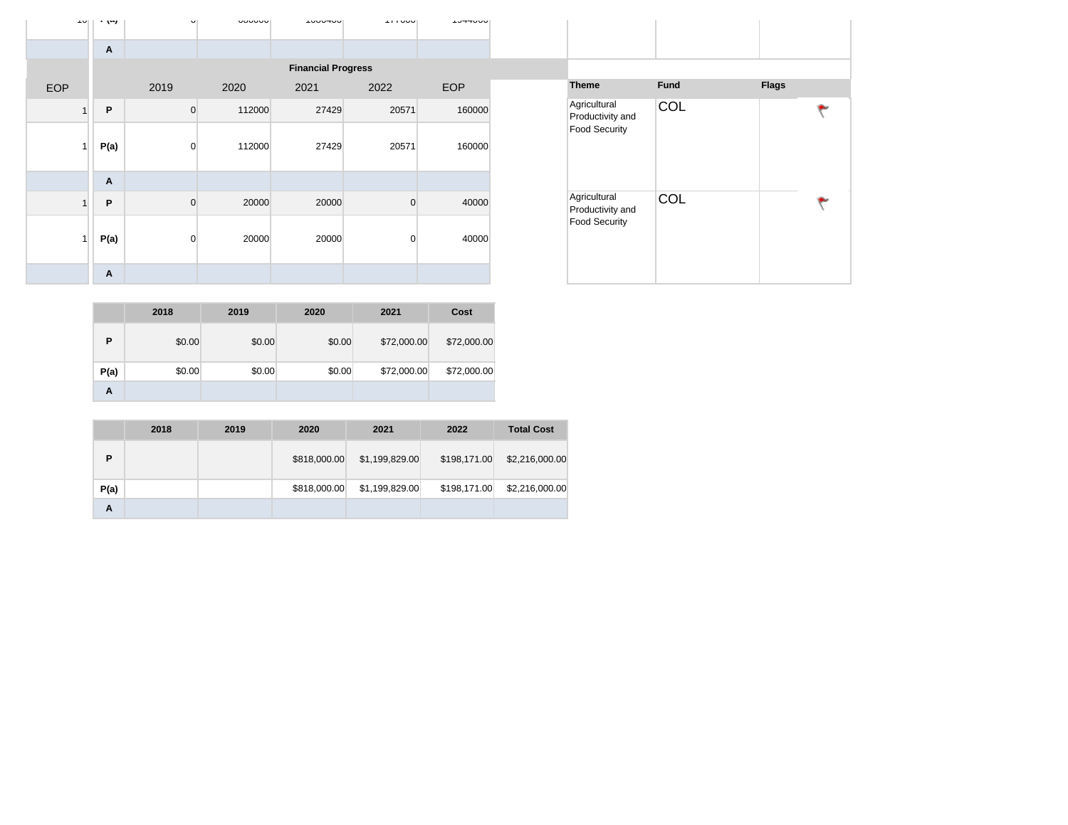| | | | | | | | |
|---|---|---|---|---|---|---|---|
| | A | | | | | | |

| | | Financial Progress | | | | |
|---|---|---|---|---|---|---|
| EOP | | 2019 | 2020 | 2021 | 2022 | EOP |
| 1 | P | 0 | 112000 | 27429 | 20571 | 160000 |
| 1 | P(a) | 0 | 112000 | 27429 | 20571 | 160000 |
| | A | | | | | |
| 1 | P | 0 | 20000 | 20000 | 0 | 40000 |
| 1 | P(a) | 0 | 20000 | 20000 | 0 | 40000 |
| | A | | | | | |

| Theme | Fund | Flags |
|---|---|---|
| Agricultural Productivity and Food Security | COL | |
| Agricultural Productivity and Food Security | COL | |

| | 2018 | 2019 | 2020 | 2021 | Cost |
|---|---|---|---|---|---|
| P | $0.00 | $0.00 | $0.00 | $72,000.00 | $72,000.00 |
| P(a) | $0.00 | $0.00 | $0.00 | $72,000.00 | $72,000.00 |
| A | | | | | |

| | 2018 | 2019 | 2020 | 2021 | 2022 | Total Cost |
|---|---|---|---|---|---|---|
| P | | | $818,000.00 | $1,199,829.00 | $198,171.00 | $2,216,000.00 |
| P(a) | | | $818,000.00 | $1,199,829.00 | $198,171.00 | $2,216,000.00 |
| A | | | | | | |